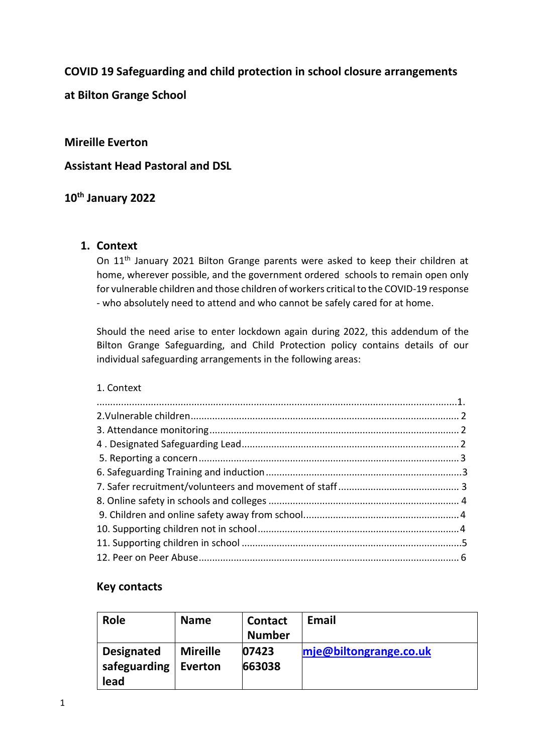**COVID 19 Safeguarding and child protection in school closure arrangements at Bilton Grange School**

**Mireille Everton**

**Assistant Head Pastoral and DSL**

**10th January 2022**

## 1. Context

On 11th January 2021 Bilton Grange parents were asked to keep their children at home, wherever possible, and the government ordered schools to remain open only for vulnerable children and those children of workers critical to the COVID-19 response - who absolutely need to attend and who cannot be safely cared for at home.

Should the need arise to enter lockdown again during 2022, this addendum of the Bilton Grange Safeguarding, and Child Protection policy contains details of our individual safeguarding arrangements in the following areas:

1. Context ....................................................................................................................1.
2. Vulnerable children .................................................................................................. 2
3. Attendance monitoring ........................................................................................... 2
4. Designated Safeguarding Lead ............................................................................... 2
5. Reporting a concern ............................................................................................... 3
6. Safeguarding Training and induction ........................................................................3
7. Safer recruitment/volunteers and movement of staff ............................................ 3
8. Online safety in schools and colleges ...................................................................... 4
9. Children and online safety away from school......................................................... 4
10. Supporting children not in school .......................................................................... 4
11. Supporting children in school .................................................................................5
12. Peer on Peer Abuse................................................................................................ 6

### Key contacts

| Role | Name | Contact Number | Email |
|---|---|---|---|
| **Designated safeguarding lead** | **Mireille Everton** | **07423 663038** | **mje@biltongrange.co.uk** |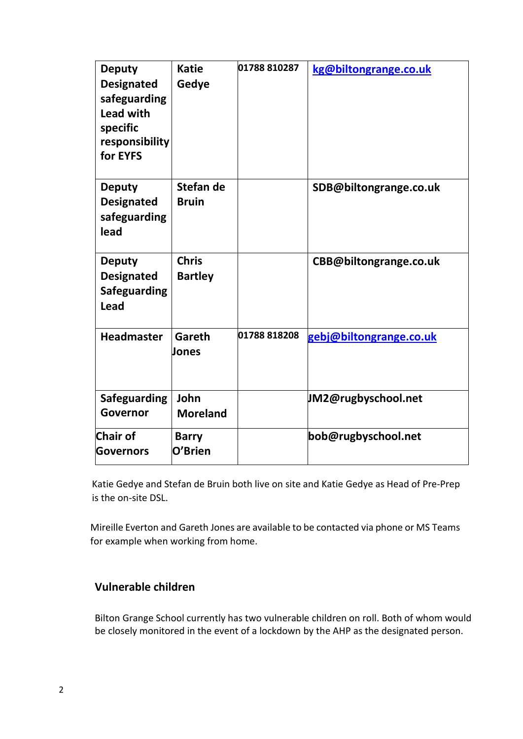| | | | |
|---|---|---|---|
| **Deputy Designated safeguarding Lead with specific responsibility for EYFS** | **Katie Gedye** | **01788 810287** | **kg@biltongrange.co.uk** |
| **Deputy Designated safeguarding lead** | **Stefan de Bruin** | | **SDB@biltongrange.co.uk** |
| **Deputy Designated Safeguarding Lead** | **Chris Bartley** | | **CBB@biltongrange.co.uk** |
| **Headmaster** | **Gareth Jones** | **01788 818208** | **gebj@biltongrange.co.uk** |
| **Safeguarding Governor** | **John Moreland** | | **JM2@rugbyschool.net** |
| **Chair of Governors** | **Barry O'Brien** | | **bob@rugbyschool.net** |

Katie Gedye and Stefan de Bruin both live on site and Katie Gedye as Head of Pre-Prep is the on-site DSL.

Mireille Everton and Gareth Jones are available to be contacted via phone or MS Teams for example when working from home.

## Vulnerable children

Bilton Grange School currently has two vulnerable children on roll. Both of whom would be closely monitored in the event of a lockdown by the AHP as the designated person.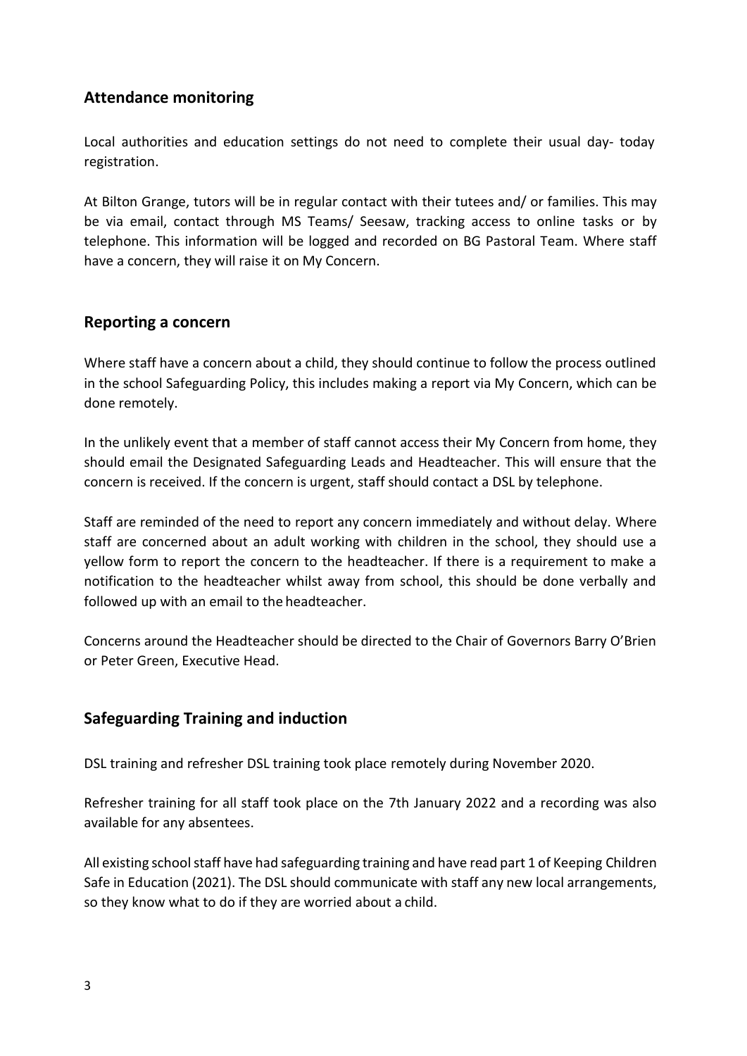## Attendance monitoring

Local authorities and education settings do not need to complete their usual day- today registration.

At Bilton Grange, tutors will be in regular contact with their tutees and/ or families. This may be via email, contact through MS Teams/ Seesaw, tracking access to online tasks or by telephone. This information will be logged and recorded on BG Pastoral Team. Where staff have a concern, they will raise it on My Concern.

## Reporting a concern

Where staff have a concern about a child, they should continue to follow the process outlined in the school Safeguarding Policy, this includes making a report via My Concern, which can be done remotely.

In the unlikely event that a member of staff cannot access their My Concern from home, they should email the Designated Safeguarding Leads and Headteacher. This will ensure that the concern is received. If the concern is urgent, staff should contact a DSL by telephone.

Staff are reminded of the need to report any concern immediately and without delay. Where staff are concerned about an adult working with children in the school, they should use a yellow form to report the concern to the headteacher. If there is a requirement to make a notification to the headteacher whilst away from school, this should be done verbally and followed up with an email to the headteacher.

Concerns around the Headteacher should be directed to the Chair of Governors Barry O'Brien or Peter Green, Executive Head.

## Safeguarding Training and induction

DSL training and refresher DSL training took place remotely during November 2020.

Refresher training for all staff took place on the 7th January 2022 and a recording was also available for any absentees.

All existing school staff have had safeguarding training and have read part 1 of Keeping Children Safe in Education (2021). The DSL should communicate with staff any new local arrangements, so they know what to do if they are worried about a child.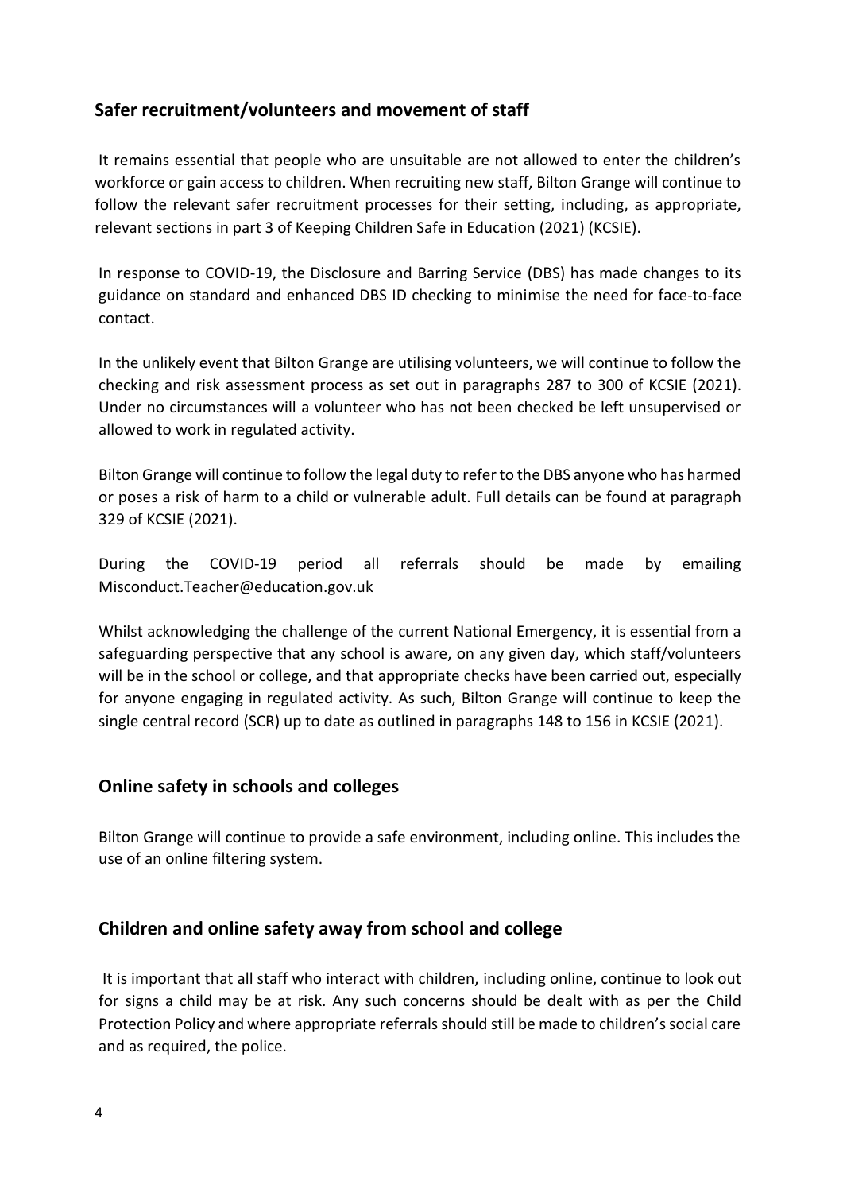## Safer recruitment/volunteers and movement of staff

It remains essential that people who are unsuitable are not allowed to enter the children's workforce or gain access to children. When recruiting new staff, Bilton Grange will continue to follow the relevant safer recruitment processes for their setting, including, as appropriate, relevant sections in part 3 of Keeping Children Safe in Education (2021) (KCSIE).

In response to COVID-19, the Disclosure and Barring Service (DBS) has made changes to its guidance on standard and enhanced DBS ID checking to minimise the need for face-to-face contact.

In the unlikely event that Bilton Grange are utilising volunteers, we will continue to follow the checking and risk assessment process as set out in paragraphs 287 to 300 of KCSIE (2021). Under no circumstances will a volunteer who has not been checked be left unsupervised or allowed to work in regulated activity.

Bilton Grange will continue to follow the legal duty to refer to the DBS anyone who has harmed or poses a risk of harm to a child or vulnerable adult. Full details can be found at paragraph 329 of KCSIE (2021).

During the COVID-19 period all referrals should be made by emailing Misconduct.Teacher@education.gov.uk

Whilst acknowledging the challenge of the current National Emergency, it is essential from a safeguarding perspective that any school is aware, on any given day, which staff/volunteers will be in the school or college, and that appropriate checks have been carried out, especially for anyone engaging in regulated activity. As such, Bilton Grange will continue to keep the single central record (SCR) up to date as outlined in paragraphs 148 to 156 in KCSIE (2021).

## Online safety in schools and colleges

Bilton Grange will continue to provide a safe environment, including online. This includes the use of an online filtering system.

## Children and online safety away from school and college

It is important that all staff who interact with children, including online, continue to look out for signs a child may be at risk. Any such concerns should be dealt with as per the Child Protection Policy and where appropriate referrals should still be made to children's social care and as required, the police.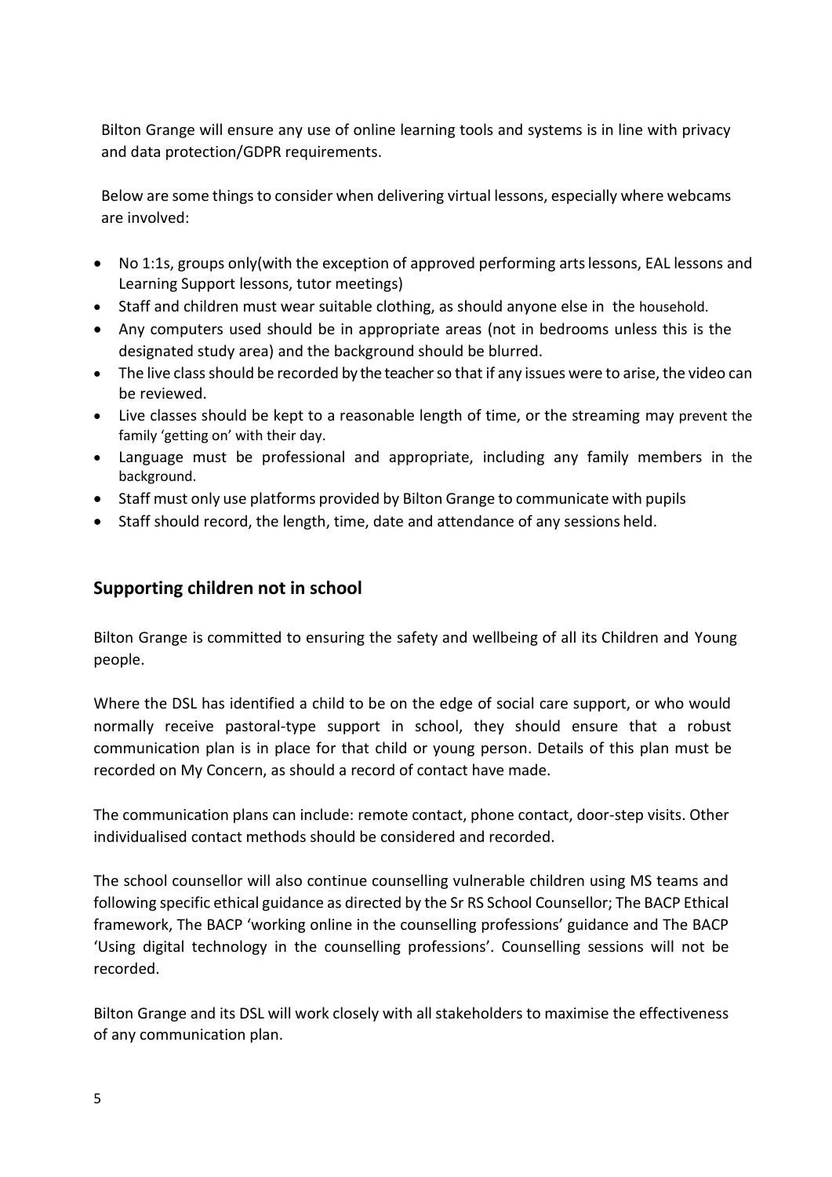Bilton Grange will ensure any use of online learning tools and systems is in line with privacy and data protection/GDPR requirements.

Below are some things to consider when delivering virtual lessons, especially where webcams are involved:

- No 1:1s, groups only(with the exception of approved performing arts lessons, EAL lessons and Learning Support lessons, tutor meetings)
- Staff and children must wear suitable clothing, as should anyone else in the household.
- Any computers used should be in appropriate areas (not in bedrooms unless this is the designated study area) and the background should be blurred.
- The live class should be recorded by the teacher so that if any issues were to arise, the video can be reviewed.
- Live classes should be kept to a reasonable length of time, or the streaming may prevent the family 'getting on' with their day.
- Language must be professional and appropriate, including any family members in the background.
- Staff must only use platforms provided by Bilton Grange to communicate with pupils
- Staff should record, the length, time, date and attendance of any sessions held.

## Supporting children not in school

Bilton Grange is committed to ensuring the safety and wellbeing of all its Children and Young people.

Where the DSL has identified a child to be on the edge of social care support, or who would normally receive pastoral-type support in school, they should ensure that a robust communication plan is in place for that child or young person. Details of this plan must be recorded on My Concern, as should a record of contact have made.

The communication plans can include: remote contact, phone contact, door-step visits. Other individualised contact methods should be considered and recorded.

The school counsellor will also continue counselling vulnerable children using MS teams and following specific ethical guidance as directed by the Sr RS School Counsellor; The BACP Ethical framework, The BACP 'working online in the counselling professions' guidance and The BACP 'Using digital technology in the counselling professions'. Counselling sessions will not be recorded.

Bilton Grange and its DSL will work closely with all stakeholders to maximise the effectiveness of any communication plan.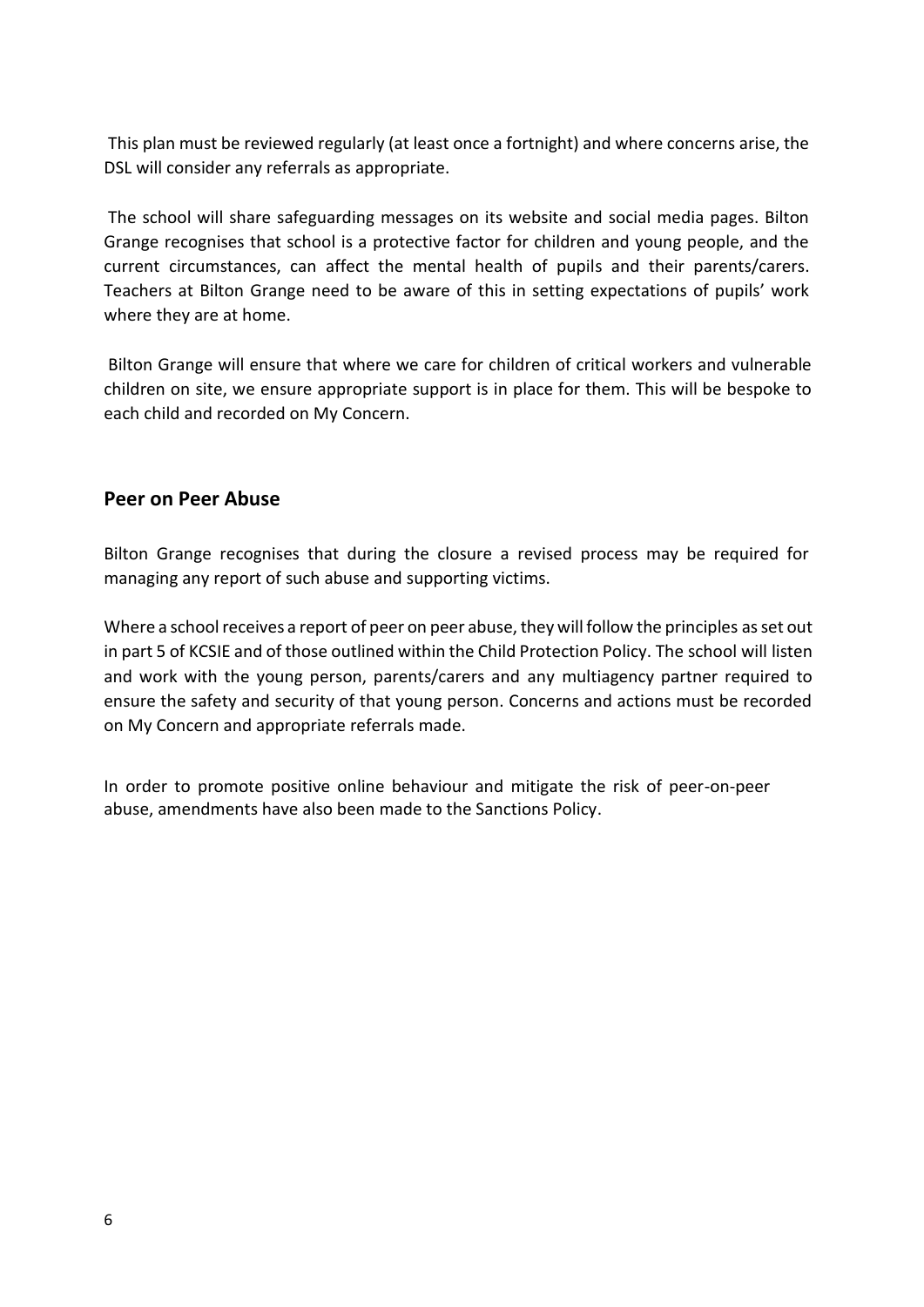This plan must be reviewed regularly (at least once a fortnight) and where concerns arise, the DSL will consider any referrals as appropriate.

The school will share safeguarding messages on its website and social media pages. Bilton Grange recognises that school is a protective factor for children and young people, and the current circumstances, can affect the mental health of pupils and their parents/carers. Teachers at Bilton Grange need to be aware of this in setting expectations of pupils' work where they are at home.

Bilton Grange will ensure that where we care for children of critical workers and vulnerable children on site, we ensure appropriate support is in place for them. This will be bespoke to each child and recorded on My Concern.

## Peer on Peer Abuse

Bilton Grange recognises that during the closure a revised process may be required for managing any report of such abuse and supporting victims.

Where a school receives a report of peer on peer abuse, they will follow the principles as set out in part 5 of KCSIE and of those outlined within the Child Protection Policy. The school will listen and work with the young person, parents/carers and any multiagency partner required to ensure the safety and security of that young person. Concerns and actions must be recorded on My Concern and appropriate referrals made.

In order to promote positive online behaviour and mitigate the risk of peer-on-peer abuse, amendments have also been made to the Sanctions Policy.